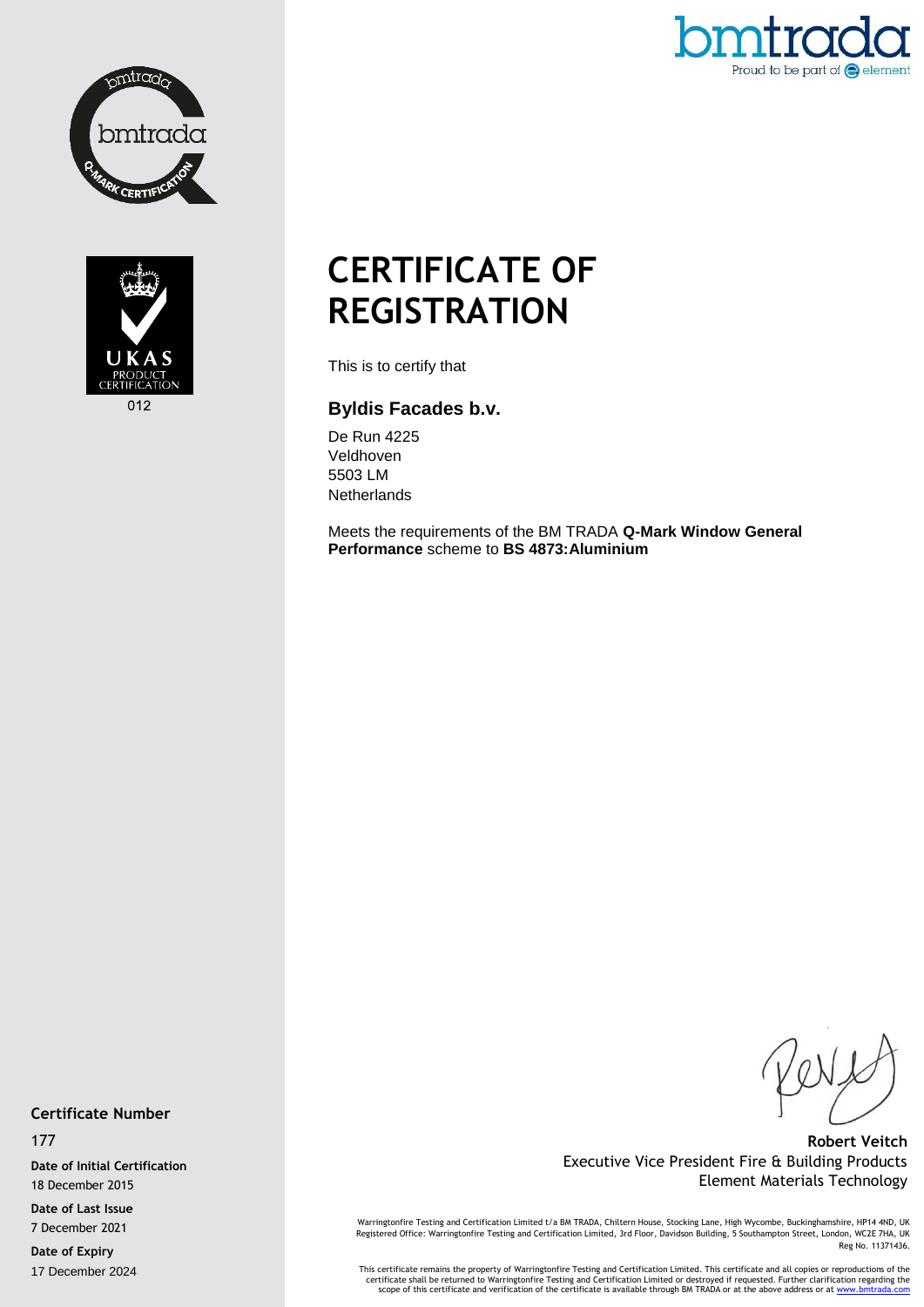bmtrada
Proud to be part of element

bmtrada Q-MARK CERTIFICATION

UKAS PRODUCT CERTIFICATION
012

# CERTIFICATE OF REGISTRATION

This is to certify that

### Byldis Facades b.v.

De Run 4225
Veldhoven
5503 LM
Netherlands

Meets the requirements of the BM TRADA **Q-Mark Window General Performance** scheme to **BS 4873:Aluminium**

**Certificate Number**
177

**Date of Initial Certification**
18 December 2015

**Date of Last Issue**
7 December 2021

**Date of Expiry**
17 December 2024

**Robert Veitch**
Executive Vice President Fire & Building Products
Element Materials Technology

Warringtonfire Testing and Certification Limited t/a BM TRADA, Chiltern House, Stocking Lane, High Wycombe, Buckinghamshire, HP14 4ND, UK
Registered Office: Warringtonfire Testing and Certification Limited, 3rd Floor, Davidson Building, 5 Southampton Street, London, WC2E 7HA, UK
Reg No. 11371436.

This certificate remains the property of Warringtonfire Testing and Certification Limited. This certificate and all copies or reproductions of the certificate shall be returned to Warringtonfire Testing and Certification Limited or destroyed if requested. Further clarification regarding the scope of this certificate and verification of the certificate is available through BM TRADA or at the above address or at www.bmtrada.com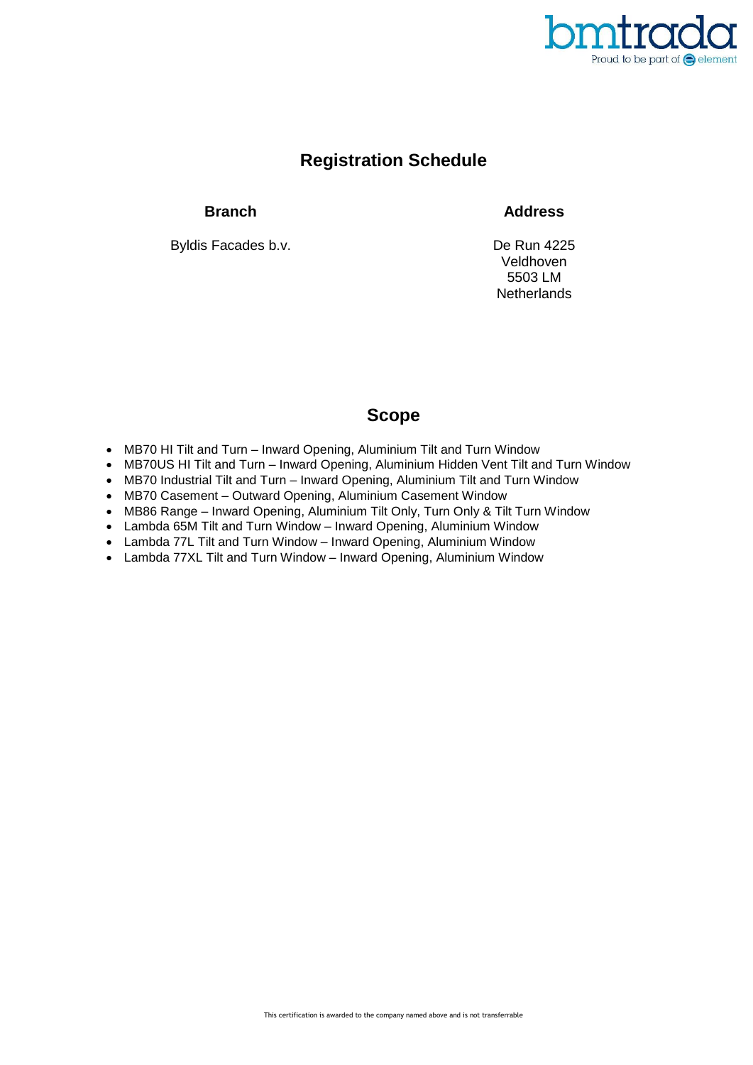# Registration Schedule

| Branch | Address |
| --- | --- |
| Byldis Facades b.v. | De Run 4225<br>Veldhoven<br>5503 LM<br>Netherlands |

## Scope

- MB70 HI Tilt and Turn – Inward Opening, Aluminium Tilt and Turn Window
- MB70US HI Tilt and Turn – Inward Opening, Aluminium Hidden Vent Tilt and Turn Window
- MB70 Industrial Tilt and Turn – Inward Opening, Aluminium Tilt and Turn Window
- MB70 Casement – Outward Opening, Aluminium Casement Window
- MB86 Range – Inward Opening, Aluminium Tilt Only, Turn Only & Tilt Turn Window
- Lambda 65M Tilt and Turn Window – Inward Opening, Aluminium Window
- Lambda 77L Tilt and Turn Window – Inward Opening, Aluminium Window
- Lambda 77XL Tilt and Turn Window – Inward Opening, Aluminium Window

This certification is awarded to the company named above and is not transferrable